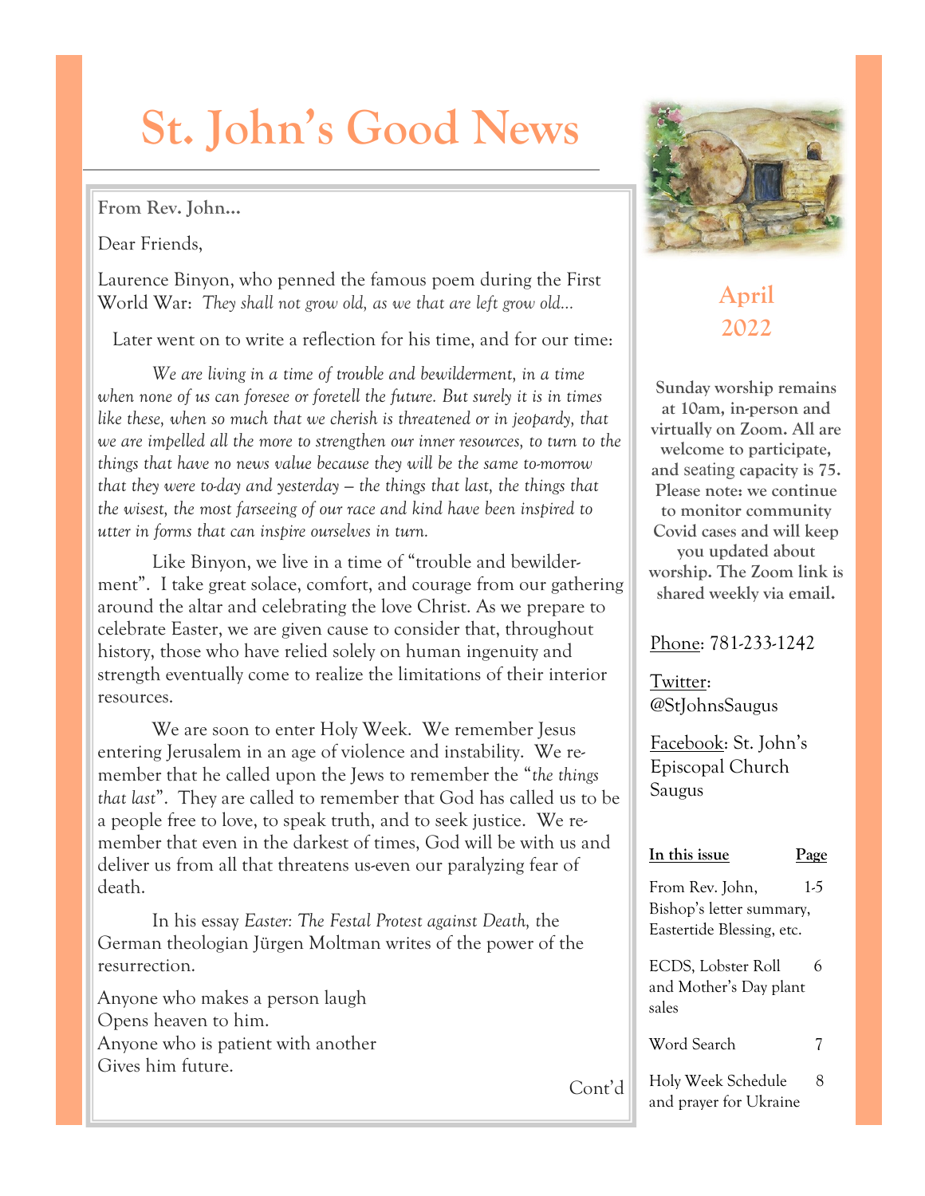# St. John's Good News

**From Rev. John…**

Dear Friends,

Laurence Binyon, who penned the famous poem during the First World War: *They shall not grow old, as we that are left grow old…*

Later went on to write a reflection for his time, and for our time:

*We are living in a time of trouble and bewilderment, in a time when none of us can foresee or foretell the future. But surely it is in times like these, when so much that we cherish is threatened or in jeopardy, that we are impelled all the more to strengthen our inner resources, to turn to the things that have no news value because they will be the same to-morrow that they were to-day and yesterday – the things that last, the things that the wisest, the most farseeing of our race and kind have been inspired to utter in forms that can inspire ourselves in turn.*

Like Binyon, we live in a time of "trouble and bewilderment". I take great solace, comfort, and courage from our gathering around the altar and celebrating the love Christ. As we prepare to celebrate Easter, we are given cause to consider that, throughout history, those who have relied solely on human ingenuity and strength eventually come to realize the limitations of their interior resources.

We are soon to enter Holy Week. We remember Jesus entering Jerusalem in an age of violence and instability. We remember that he called upon the Jews to remember the "*the things that last*". They are called to remember that God has called us to be a people free to love, to speak truth, and to seek justice. We remember that even in the darkest of times, God will be with us and deliver us from all that threatens us-even our paralyzing fear of death.

In his essay *Easter: The Festal Protest against Death,* the German theologian Jürgen Moltman writes of the power of the resurrection.

Anyone who makes a person laugh  
Opens heaven to him.  
Anyone who is patient with another  
Gives him future.

Cont'd

## April 2022

**Sunday worship remains at 10am, in-person and virtually on Zoom. All are welcome to participate, and seating capacity is 75. Please note: we continue to monitor community Covid cases and will keep you updated about worship. The Zoom link is shared weekly via email.**

Phone: 781-233-1242

Twitter: @StJohnsSaugus

Facebook: St. John's Episcopal Church Saugus

| In this issue | Page |
|---|---|
| From Rev. John, Bishop's letter summary, Eastertide Blessing, etc. | 1-5 |
| ECDS, Lobster Roll and Mother's Day plant sales | 6 |
| Word Search | 7 |
| Holy Week Schedule and prayer for Ukraine | 8 |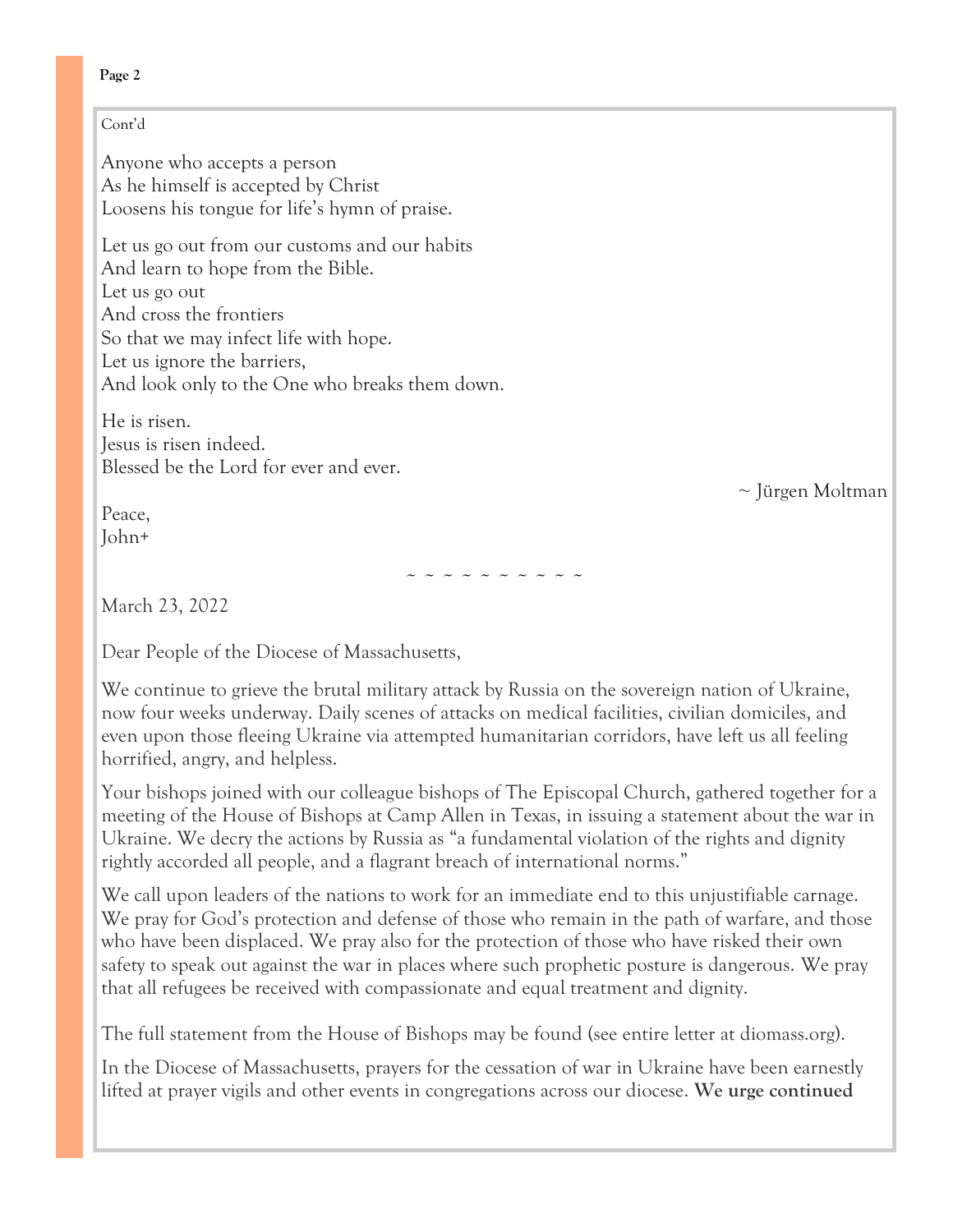Cont'd

Anyone who accepts a person  
As he himself is accepted by Christ  
Loosens his tongue for life's hymn of praise.

Let us go out from our customs and our habits  
And learn to hope from the Bible.  
Let us go out  
And cross the frontiers  
So that we may infect life with hope.  
Let us ignore the barriers,  
And look only to the One who breaks them down.

He is risen.  
Jesus is risen indeed.  
Blessed be the Lord for ever and ever.

~ Jürgen Moltman

Peace,  
John+

~ ~ ~ ~ ~ ~ ~ ~ ~ ~

March 23, 2022

Dear People of the Diocese of Massachusetts,

We continue to grieve the brutal military attack by Russia on the sovereign nation of Ukraine, now four weeks underway. Daily scenes of attacks on medical facilities, civilian domiciles, and even upon those fleeing Ukraine via attempted humanitarian corridors, have left us all feeling horrified, angry, and helpless.

Your bishops joined with our colleague bishops of The Episcopal Church, gathered together for a meeting of the House of Bishops at Camp Allen in Texas, in issuing a statement about the war in Ukraine. We decry the actions by Russia as "a fundamental violation of the rights and dignity rightly accorded all people, and a flagrant breach of international norms."

We call upon leaders of the nations to work for an immediate end to this unjustifiable carnage. We pray for God's protection and defense of those who remain in the path of warfare, and those who have been displaced. We pray also for the protection of those who have risked their own safety to speak out against the war in places where such prophetic posture is dangerous. We pray that all refugees be received with compassionate and equal treatment and dignity.

The full statement from the House of Bishops may be found (see entire letter at diomass.org).

In the Diocese of Massachusetts, prayers for the cessation of war in Ukraine have been earnestly lifted at prayer vigils and other events in congregations across our diocese. **We urge continued**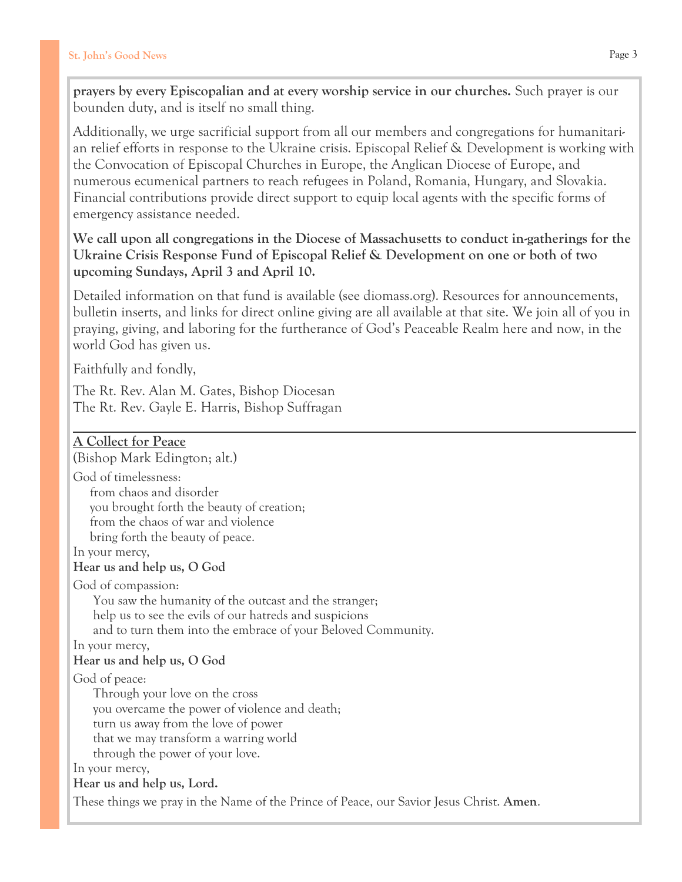**prayers by every Episcopalian and at every worship service in our churches.** Such prayer is our bounden duty, and is itself no small thing.

Additionally, we urge sacrificial support from all our members and congregations for humanitarian relief efforts in response to the Ukraine crisis. Episcopal Relief & Development is working with the Convocation of Episcopal Churches in Europe, the Anglican Diocese of Europe, and numerous ecumenical partners to reach refugees in Poland, Romania, Hungary, and Slovakia. Financial contributions provide direct support to equip local agents with the specific forms of emergency assistance needed.

**We call upon all congregations in the Diocese of Massachusetts to conduct in-gatherings for the Ukraine Crisis Response Fund of Episcopal Relief & Development on one or both of two upcoming Sundays, April 3 and April 10.**

Detailed information on that fund is available (see diomass.org). Resources for announcements, bulletin inserts, and links for direct online giving are all available at that site. We join all of you in praying, giving, and laboring for the furtherance of God's Peaceable Realm here and now, in the world God has given us.

Faithfully and fondly,

The Rt. Rev. Alan M. Gates, Bishop Diocesan
The Rt. Rev. Gayle E. Harris, Bishop Suffragan

---

## A Collect for Peace

(Bishop Mark Edington; alt.)

God of timelessness:
from chaos and disorder
you brought forth the beauty of creation;
from the chaos of war and violence
bring forth the beauty of peace.
In your mercy,
**Hear us and help us, O God**

God of compassion:
You saw the humanity of the outcast and the stranger;
help us to see the evils of our hatreds and suspicions
and to turn them into the embrace of your Beloved Community.
In your mercy,
**Hear us and help us, O God**

God of peace:
Through your love on the cross
you overcame the power of violence and death;
turn us away from the love of power
that we may transform a warring world
through the power of your love.
In your mercy,
**Hear us and help us, Lord.**

These things we pray in the Name of the Prince of Peace, our Savior Jesus Christ. **Amen**.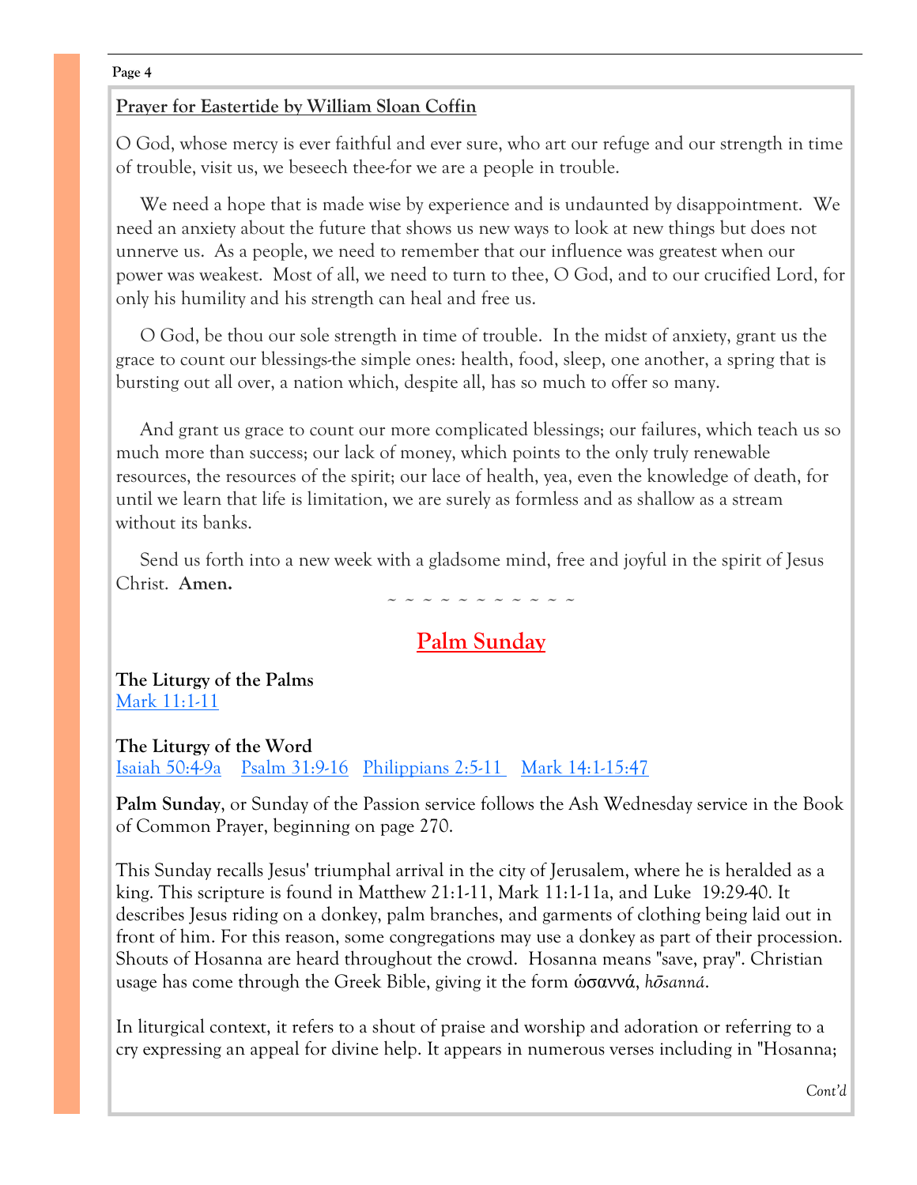## Prayer for Eastertide by William Sloan Coffin

O God, whose mercy is ever faithful and ever sure, who art our refuge and our strength in time of trouble, visit us, we beseech thee-for we are a people in trouble.

We need a hope that is made wise by experience and is undaunted by disappointment. We need an anxiety about the future that shows us new ways to look at new things but does not unnerve us. As a people, we need to remember that our influence was greatest when our power was weakest. Most of all, we need to turn to thee, O God, and to our crucified Lord, for only his humility and his strength can heal and free us.

O God, be thou our sole strength in time of trouble. In the midst of anxiety, grant us the grace to count our blessings-the simple ones: health, food, sleep, one another, a spring that is bursting out all over, a nation which, despite all, has so much to offer so many.

And grant us grace to count our more complicated blessings; our failures, which teach us so much more than success; our lack of money, which points to the only truly renewable resources, the resources of the spirit; our lace of health, yea, even the knowledge of death, for until we learn that life is limitation, we are surely as formless and as shallow as a stream without its banks.

Send us forth into a new week with a gladsome mind, free and joyful in the spirit of Jesus Christ. **Amen.**

~ ~ ~ ~ ~ ~ ~ ~ ~ ~ ~

## Palm Sunday

**The Liturgy of the Palms**
Mark 11:1-11

**The Liturgy of the Word**
Isaiah 50:4-9a   Psalm 31:9-16   Philippians 2:5-11   Mark 14:1-15:47

**Palm Sunday**, or Sunday of the Passion service follows the Ash Wednesday service in the Book of Common Prayer, beginning on page 270.

This Sunday recalls Jesus' triumphal arrival in the city of Jerusalem, where he is heralded as a king. This scripture is found in Matthew 21:1-11, Mark 11:1-11a, and Luke 19:29-40. It describes Jesus riding on a donkey, palm branches, and garments of clothing being laid out in front of him. For this reason, some congregations may use a donkey as part of their procession. Shouts of Hosanna are heard throughout the crowd. Hosanna means "save, pray". Christian usage has come through the Greek Bible, giving it the form ὡσαννά, *hōsanná*.

In liturgical context, it refers to a shout of praise and worship and adoration or referring to a cry expressing an appeal for divine help. It appears in numerous verses including in "Hosanna;

*Cont'd*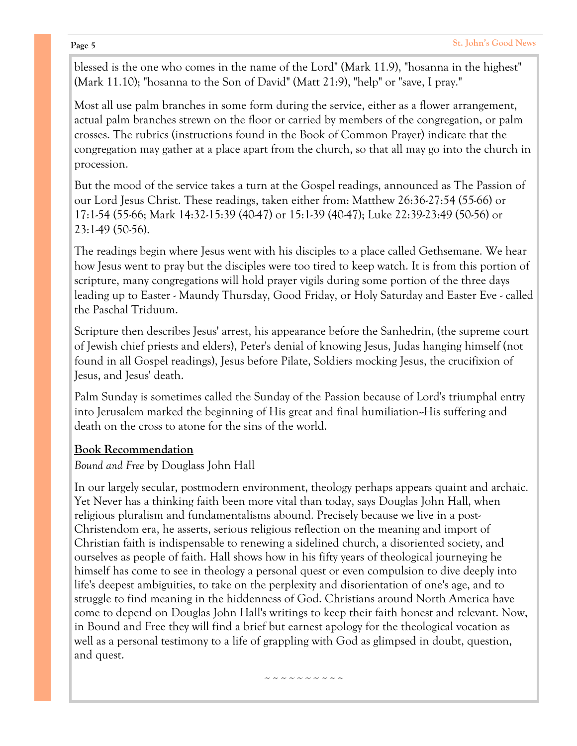blessed is the one who comes in the name of the Lord" (Mark 11.9), "hosanna in the highest" (Mark 11.10); "hosanna to the Son of David" (Matt 21:9), "help" or "save, I pray."

Most all use palm branches in some form during the service, either as a flower arrangement, actual palm branches strewn on the floor or carried by members of the congregation, or palm crosses. The rubrics (instructions found in the Book of Common Prayer) indicate that the congregation may gather at a place apart from the church, so that all may go into the church in procession.

But the mood of the service takes a turn at the Gospel readings, announced as The Passion of our Lord Jesus Christ. These readings, taken either from: Matthew 26:36-27:54 (55-66) or 17:1-54 (55-66; Mark 14:32-15:39 (40-47) or 15:1-39 (40-47); Luke 22:39-23:49 (50-56) or 23:1-49 (50-56).

The readings begin where Jesus went with his disciples to a place called Gethsemane. We hear how Jesus went to pray but the disciples were too tired to keep watch. It is from this portion of scripture, many congregations will hold prayer vigils during some portion of the three days leading up to Easter - Maundy Thursday, Good Friday, or Holy Saturday and Easter Eve - called the Paschal Triduum.

Scripture then describes Jesus' arrest, his appearance before the Sanhedrin, (the supreme court of Jewish chief priests and elders), Peter's denial of knowing Jesus, Judas hanging himself (not found in all Gospel readings), Jesus before Pilate, Soldiers mocking Jesus, the crucifixion of Jesus, and Jesus' death.

Palm Sunday is sometimes called the Sunday of the Passion because of Lord's triumphal entry into Jerusalem marked the beginning of His great and final humiliation--His suffering and death on the cross to atone for the sins of the world.

**Book Recommendation**

*Bound and Free* by Douglass John Hall

In our largely secular, postmodern environment, theology perhaps appears quaint and archaic. Yet Never has a thinking faith been more vital than today, says Douglas John Hall, when religious pluralism and fundamentalisms abound. Precisely because we live in a post-Christendom era, he asserts, serious religious reflection on the meaning and import of Christian faith is indispensable to renewing a sidelined church, a disoriented society, and ourselves as people of faith. Hall shows how in his fifty years of theological journeying he himself has come to see in theology a personal quest or even compulsion to dive deeply into life's deepest ambiguities, to take on the perplexity and disorientation of one's age, and to struggle to find meaning in the hiddenness of God. Christians around North America have come to depend on Douglas John Hall's writings to keep their faith honest and relevant. Now, in Bound and Free they will find a brief but earnest apology for the theological vocation as well as a personal testimony to a life of grappling with God as glimpsed in doubt, question, and quest.

~ ~ ~ ~ ~ ~ ~ ~ ~ ~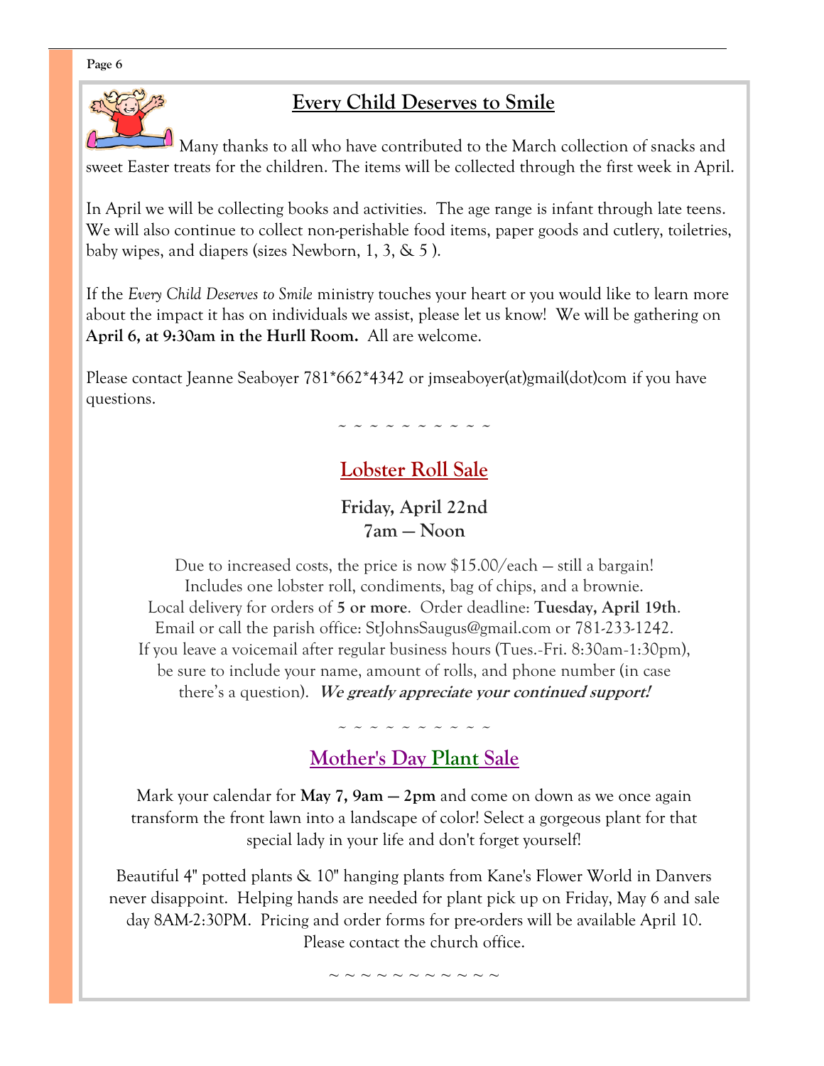## Every Child Deserves to Smile

Many thanks to all who have contributed to the March collection of snacks and sweet Easter treats for the children. The items will be collected through the first week in April.

In April we will be collecting books and activities. The age range is infant through late teens. We will also continue to collect non-perishable food items, paper goods and cutlery, toiletries, baby wipes, and diapers (sizes Newborn, 1, 3, & 5 ).

If the *Every Child Deserves to Smile* ministry touches your heart or you would like to learn more about the impact it has on individuals we assist, please let us know! We will be gathering on **April 6, at 9:30am in the Hurll Room.** All are welcome.

Please contact Jeanne Seaboyer 781*662*4342 or jmseaboyer(at)gmail(dot)com if you have questions.

~ ~ ~ ~ ~ ~ ~ ~ ~ ~ ~

## Lobster Roll Sale

**Friday, April 22nd**
**7am — Noon**

Due to increased costs, the price is now $15.00/each — still a bargain!
Includes one lobster roll, condiments, bag of chips, and a brownie.
Local delivery for orders of **5 or more**. Order deadline: **Tuesday, April 19th**.
Email or call the parish office: StJohnsSaugus@gmail.com or 781-233-1242.
If you leave a voicemail after regular business hours (Tues.-Fri. 8:30am-1:30pm), be sure to include your name, amount of rolls, and phone number (in case there's a question). ***We greatly appreciate your continued support!***

~ ~ ~ ~ ~ ~ ~ ~ ~ ~ ~

## Mother's Day Plant Sale

Mark your calendar for **May 7, 9am — 2pm** and come on down as we once again transform the front lawn into a landscape of color! Select a gorgeous plant for that special lady in your life and don't forget yourself!

Beautiful 4" potted plants & 10" hanging plants from Kane's Flower World in Danvers never disappoint. Helping hands are needed for plant pick up on Friday, May 6 and sale day 8AM-2:30PM. Pricing and order forms for pre-orders will be available April 10. Please contact the church office.

~ ~ ~ ~ ~ ~ ~ ~ ~ ~ ~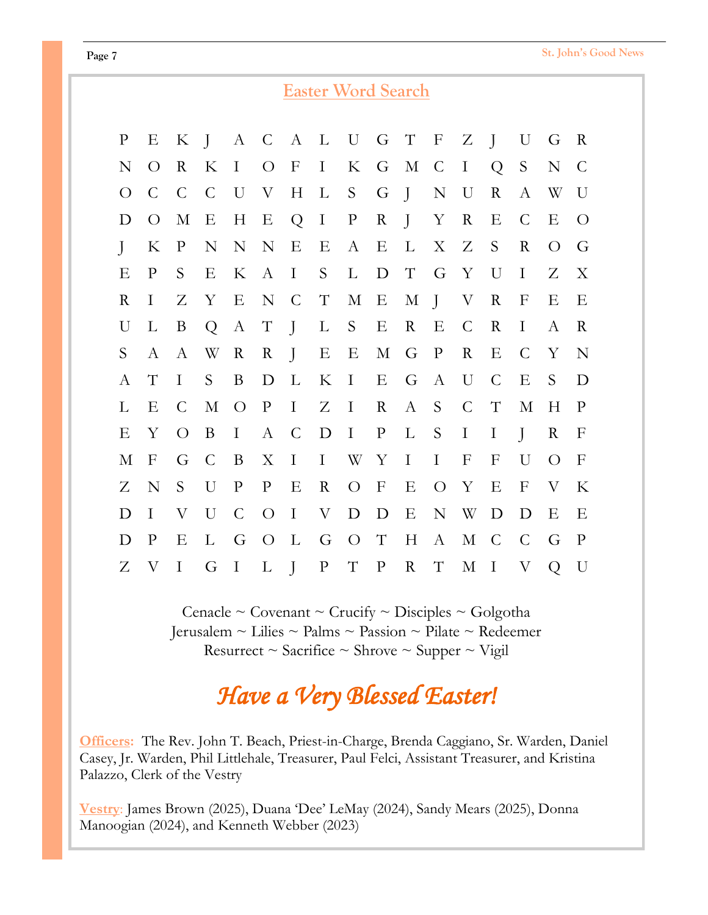## Easter Word Search

```
P E K J A C A L U G T F Z J U G R
N O R K I O F I K G M C I Q S N C
O C C C U V H L S G J N U R A W U
D O M E H E Q I P R J Y R E C E O
J K P N N N E E A E L X Z S R O G
E P S E K A I S L D T G Y U I Z X
R I Z Y E N C T M E M J V R F E E
U L B Q A T J L S E R E C R I A R
S A A W R R J E E M G P R E C Y N
A T I S B D L K I E G A U C E S D
L E C M O P I Z I R A S C T M H P
E Y O B I A C D I P L S I I J R F
M F G C B X I I W Y I I F F U O F
Z N S U P P E R O F E O Y E F V K
D I V U C O I V D D E N W D D E E
D P E L G O L G O T H A M C C G P
Z V I G I L J P T P R T M I V Q U
```

Cenacle ~ Covenant ~ Crucify ~ Disciples ~ Golgotha
Jerusalem ~ Lilies ~ Palms ~ Passion ~ Pilate ~ Redeemer
Resurrect ~ Sacrifice ~ Shrove ~ Supper ~ Vigil

## *Have a Very Blessed Easter!*

**Officers:** The Rev. John T. Beach, Priest-in-Charge, Brenda Caggiano, Sr. Warden, Daniel Casey, Jr. Warden, Phil Littlehale, Treasurer, Paul Felci, Assistant Treasurer, and Kristina Palazzo, Clerk of the Vestry

**Vestry**: James Brown (2025), Duana 'Dee' LeMay (2024), Sandy Mears (2025), Donna Manoogian (2024), and Kenneth Webber (2023)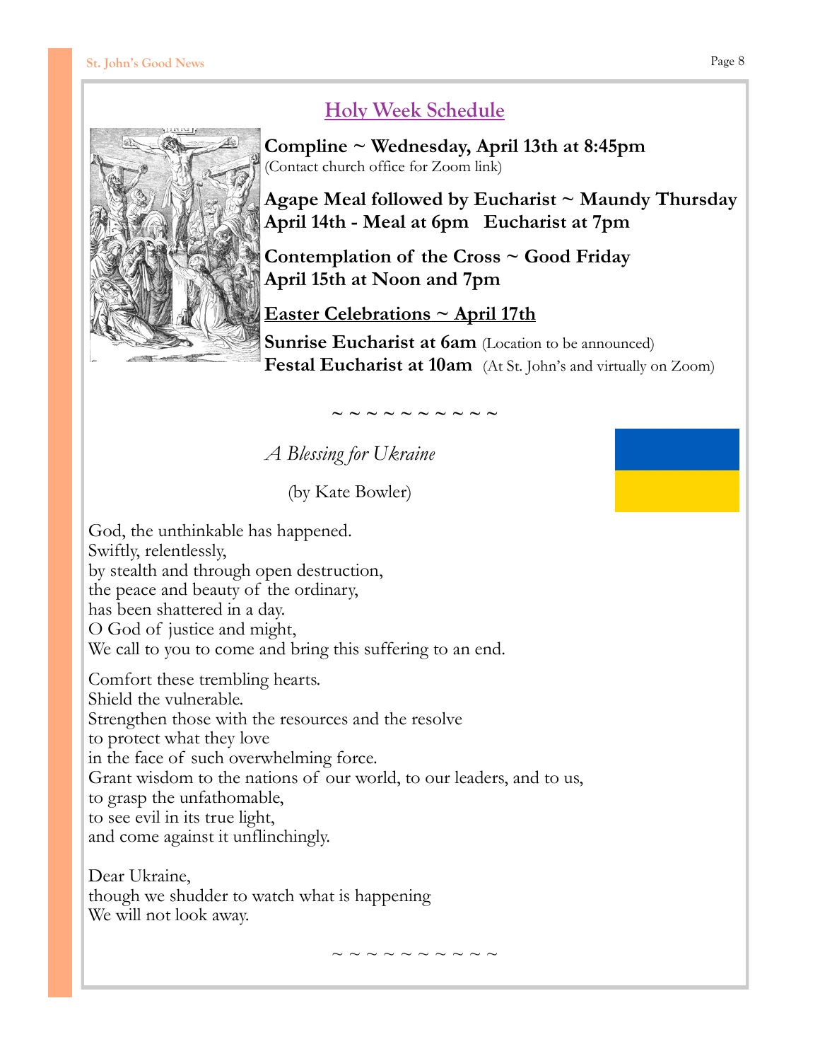## Holy Week Schedule

**Compline ~ Wednesday, April 13th at 8:45pm**
(Contact church office for Zoom link)

**Agape Meal followed by Eucharist ~ Maundy Thursday April 14th - Meal at 6pm   Eucharist at 7pm**

**Contemplation of the Cross ~ Good Friday April 15th at Noon and 7pm**

**Easter Celebrations ~ April 17th**

**Sunrise Eucharist at 6am** (Location to be announced)
**Festal Eucharist at 10am** (At St. John's and virtually on Zoom)

~ ~ ~ ~ ~ ~ ~ ~ ~ ~

*A Blessing for Ukraine*

(by Kate Bowler)

God, the unthinkable has happened.
Swiftly, relentlessly,
by stealth and through open destruction,
the peace and beauty of the ordinary,
has been shattered in a day.
O God of justice and might,
We call to you to come and bring this suffering to an end.

Comfort these trembling hearts.
Shield the vulnerable.
Strengthen those with the resources and the resolve
to protect what they love
in the face of such overwhelming force.
Grant wisdom to the nations of our world, to our leaders, and to us,
to grasp the unfathomable,
to see evil in its true light,
and come against it unflinchingly.

Dear Ukraine,
though we shudder to watch what is happening
We will not look away.

~ ~ ~ ~ ~ ~ ~ ~ ~ ~